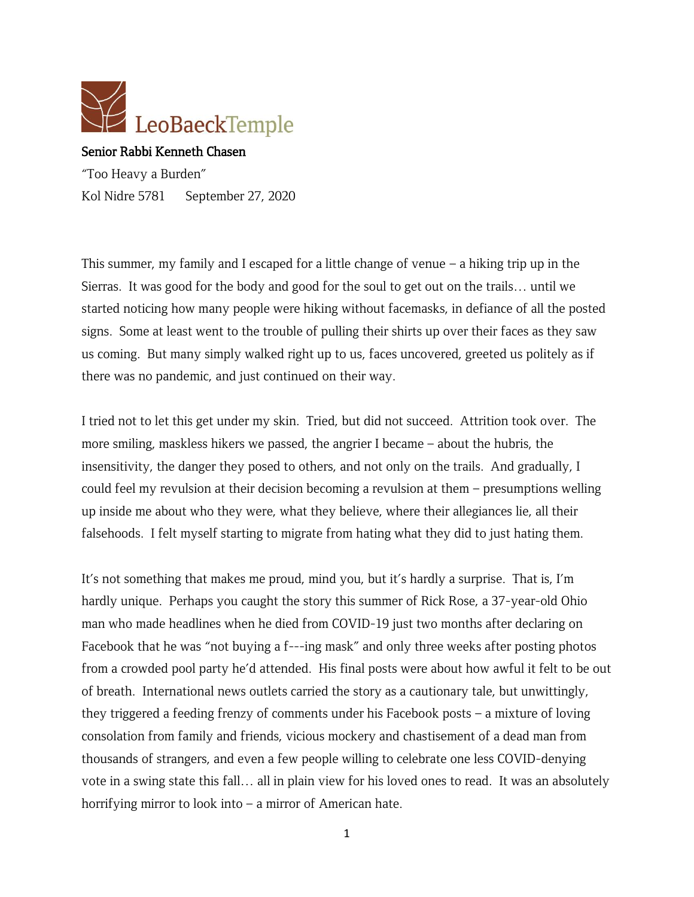LeoBaeckTemple

**Senior Rabbi Kenneth Chasen**

"Too Heavy a Burden"

Kol Nidre 5781 September 27, 2020

This summer, my family and I escaped for a little change of venue – a hiking trip up in the Sierras. It was good for the body and good for the soul to get out on the trails… until we started noticing how many people were hiking without facemasks, in defiance of all the posted signs. Some at least went to the trouble of pulling their shirts up over their faces as they saw us coming. But many simply walked right up to us, faces uncovered, greeted us politely as if there was no pandemic, and just continued on their way.

I tried not to let this get under my skin. Tried, but did not succeed. Attrition took over. The more smiling, maskless hikers we passed, the angrier I became – about the hubris, the insensitivity, the danger they posed to others, and not only on the trails. And gradually, I could feel my revulsion at their decision becoming a revulsion at them – presumptions welling up inside me about who they were, what they believe, where their allegiances lie, all their falsehoods. I felt myself starting to migrate from hating what they did to just hating them.

It's not something that makes me proud, mind you, but it's hardly a surprise. That is, I'm hardly unique. Perhaps you caught the story this summer of Rick Rose, a 37-year-old Ohio man who made headlines when he died from COVID-19 just two months after declaring on Facebook that he was "not buying a f---ing mask" and only three weeks after posting photos from a crowded pool party he'd attended. His final posts were about how awful it felt to be out of breath. International news outlets carried the story as a cautionary tale, but unwittingly, they triggered a feeding frenzy of comments under his Facebook posts – a mixture of loving consolation from family and friends, vicious mockery and chastisement of a dead man from thousands of strangers, and even a few people willing to celebrate one less COVID-denying vote in a swing state this fall… all in plain view for his loved ones to read. It was an absolutely horrifying mirror to look into – a mirror of American hate.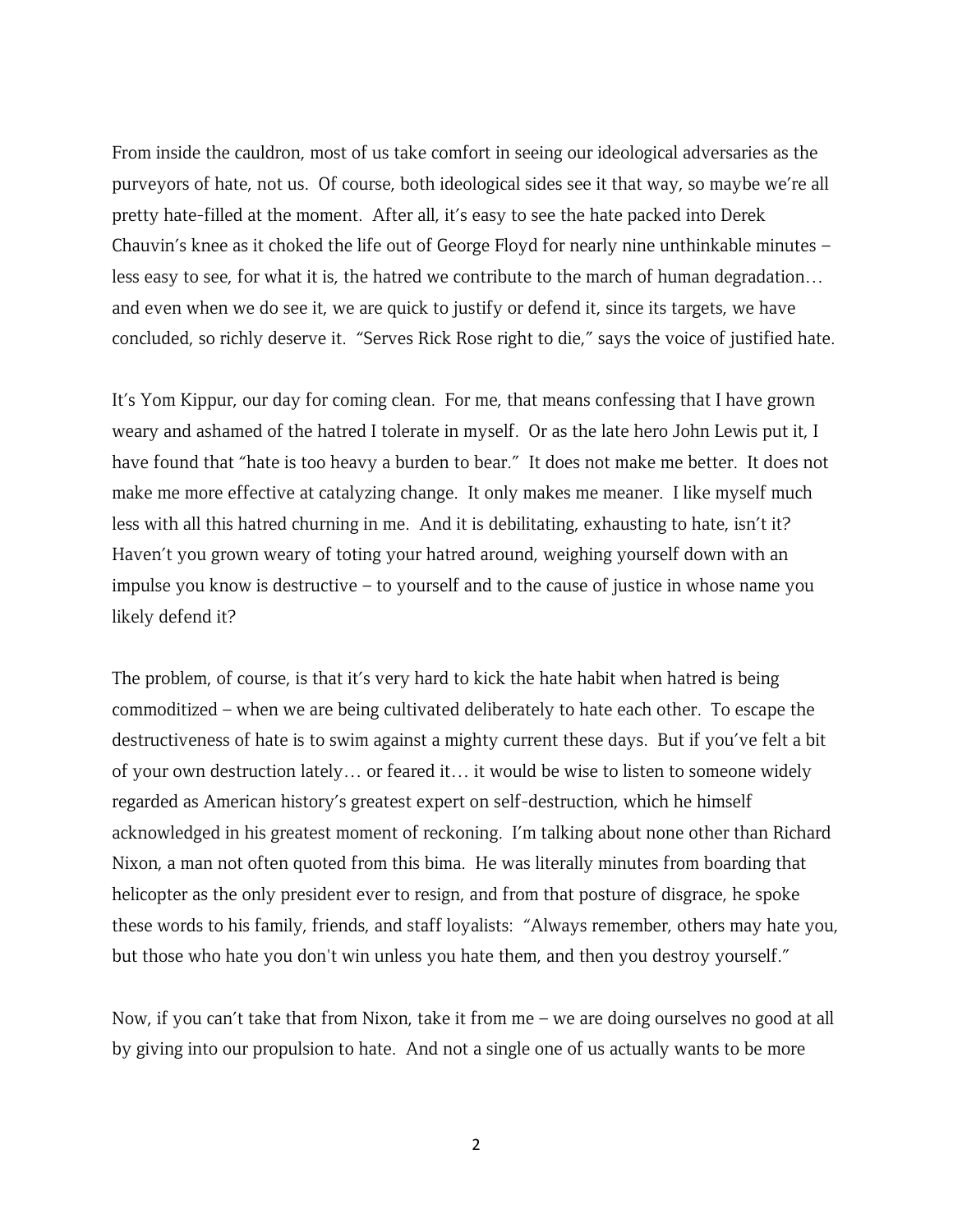From inside the cauldron, most of us take comfort in seeing our ideological adversaries as the purveyors of hate, not us. Of course, both ideological sides see it that way, so maybe we're all pretty hate-filled at the moment. After all, it's easy to see the hate packed into Derek Chauvin's knee as it choked the life out of George Floyd for nearly nine unthinkable minutes – less easy to see, for what it is, the hatred we contribute to the march of human degradation… and even when we do see it, we are quick to justify or defend it, since its targets, we have concluded, so richly deserve it. "Serves Rick Rose right to die," says the voice of justified hate.

It's Yom Kippur, our day for coming clean. For me, that means confessing that I have grown weary and ashamed of the hatred I tolerate in myself. Or as the late hero John Lewis put it, I have found that "hate is too heavy a burden to bear." It does not make me better. It does not make me more effective at catalyzing change. It only makes me meaner. I like myself much less with all this hatred churning in me. And it is debilitating, exhausting to hate, isn't it? Haven't you grown weary of toting your hatred around, weighing yourself down with an impulse you know is destructive – to yourself and to the cause of justice in whose name you likely defend it?

The problem, of course, is that it's very hard to kick the hate habit when hatred is being commoditized – when we are being cultivated deliberately to hate each other. To escape the destructiveness of hate is to swim against a mighty current these days. But if you've felt a bit of your own destruction lately… or feared it… it would be wise to listen to someone widely regarded as American history's greatest expert on self-destruction, which he himself acknowledged in his greatest moment of reckoning. I'm talking about none other than Richard Nixon, a man not often quoted from this bima. He was literally minutes from boarding that helicopter as the only president ever to resign, and from that posture of disgrace, he spoke these words to his family, friends, and staff loyalists: "Always remember, others may hate you, but those who hate you don't win unless you hate them, and then you destroy yourself."

Now, if you can't take that from Nixon, take it from me – we are doing ourselves no good at all by giving into our propulsion to hate. And not a single one of us actually wants to be more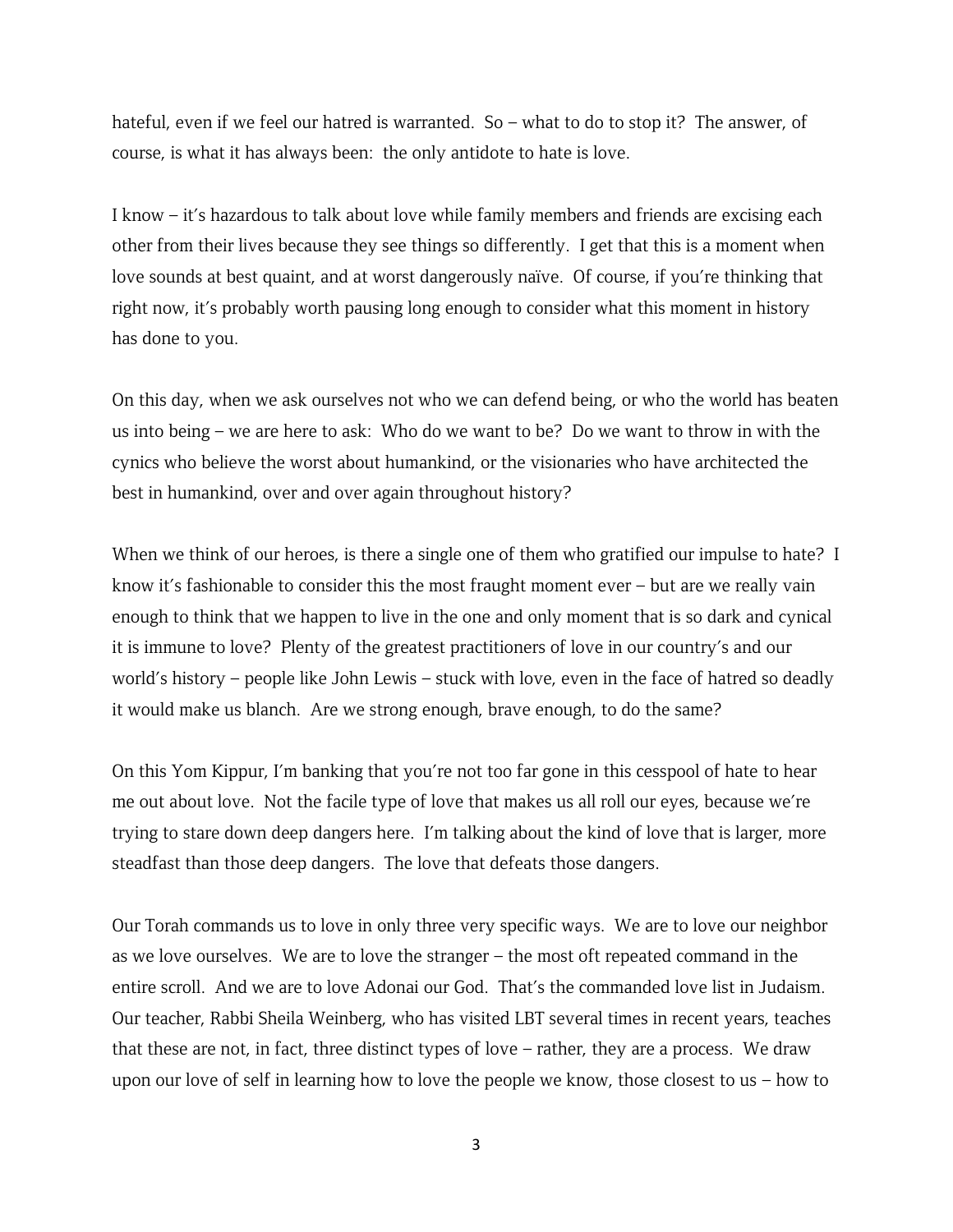hateful, even if we feel our hatred is warranted. So – what to do to stop it? The answer, of course, is what it has always been: the only antidote to hate is love.

I know – it's hazardous to talk about love while family members and friends are excising each other from their lives because they see things so differently. I get that this is a moment when love sounds at best quaint, and at worst dangerously naïve. Of course, if you're thinking that right now, it's probably worth pausing long enough to consider what this moment in history has done to you.

On this day, when we ask ourselves not who we can defend being, or who the world has beaten us into being – we are here to ask: Who do we want to be? Do we want to throw in with the cynics who believe the worst about humankind, or the visionaries who have architected the best in humankind, over and over again throughout history?

When we think of our heroes, is there a single one of them who gratified our impulse to hate? I know it's fashionable to consider this the most fraught moment ever – but are we really vain enough to think that we happen to live in the one and only moment that is so dark and cynical it is immune to love? Plenty of the greatest practitioners of love in our country's and our world's history – people like John Lewis – stuck with love, even in the face of hatred so deadly it would make us blanch. Are we strong enough, brave enough, to do the same?

On this Yom Kippur, I'm banking that you're not too far gone in this cesspool of hate to hear me out about love. Not the facile type of love that makes us all roll our eyes, because we're trying to stare down deep dangers here. I'm talking about the kind of love that is larger, more steadfast than those deep dangers. The love that defeats those dangers.

Our Torah commands us to love in only three very specific ways. We are to love our neighbor as we love ourselves. We are to love the stranger – the most oft repeated command in the entire scroll. And we are to love Adonai our God. That's the commanded love list in Judaism. Our teacher, Rabbi Sheila Weinberg, who has visited LBT several times in recent years, teaches that these are not, in fact, three distinct types of love – rather, they are a process. We draw upon our love of self in learning how to love the people we know, those closest to us – how to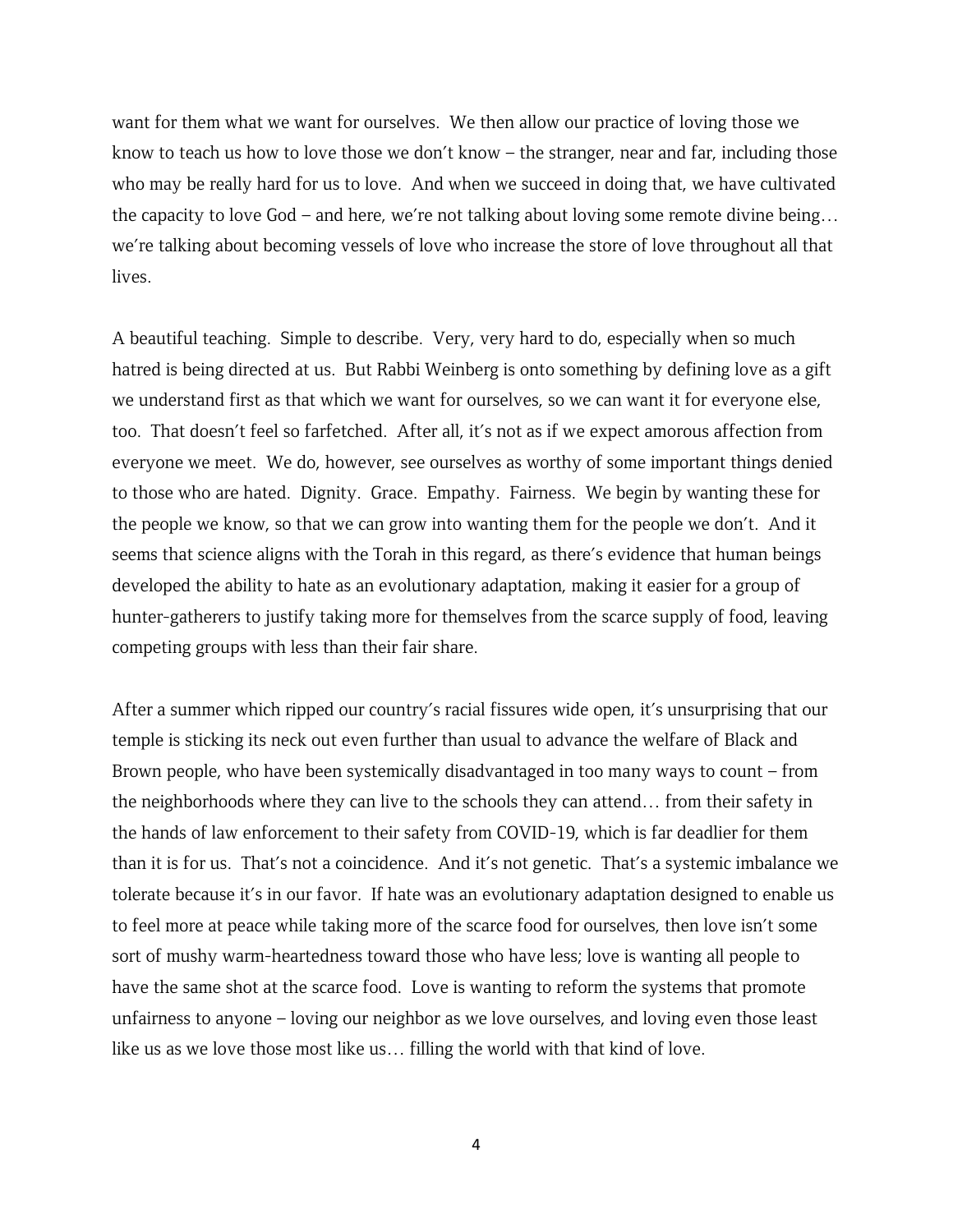want for them what we want for ourselves. We then allow our practice of loving those we know to teach us how to love those we don't know – the stranger, near and far, including those who may be really hard for us to love. And when we succeed in doing that, we have cultivated the capacity to love God – and here, we're not talking about loving some remote divine being… we're talking about becoming vessels of love who increase the store of love throughout all that lives.

A beautiful teaching. Simple to describe. Very, very hard to do, especially when so much hatred is being directed at us. But Rabbi Weinberg is onto something by defining love as a gift we understand first as that which we want for ourselves, so we can want it for everyone else, too. That doesn't feel so farfetched. After all, it's not as if we expect amorous affection from everyone we meet. We do, however, see ourselves as worthy of some important things denied to those who are hated. Dignity. Grace. Empathy. Fairness. We begin by wanting these for the people we know, so that we can grow into wanting them for the people we don't. And it seems that science aligns with the Torah in this regard, as there's evidence that human beings developed the ability to hate as an evolutionary adaptation, making it easier for a group of hunter-gatherers to justify taking more for themselves from the scarce supply of food, leaving competing groups with less than their fair share.

After a summer which ripped our country's racial fissures wide open, it's unsurprising that our temple is sticking its neck out even further than usual to advance the welfare of Black and Brown people, who have been systemically disadvantaged in too many ways to count – from the neighborhoods where they can live to the schools they can attend… from their safety in the hands of law enforcement to their safety from COVID-19, which is far deadlier for them than it is for us. That's not a coincidence. And it's not genetic. That's a systemic imbalance we tolerate because it's in our favor. If hate was an evolutionary adaptation designed to enable us to feel more at peace while taking more of the scarce food for ourselves, then love isn't some sort of mushy warm-heartedness toward those who have less; love is wanting all people to have the same shot at the scarce food. Love is wanting to reform the systems that promote unfairness to anyone – loving our neighbor as we love ourselves, and loving even those least like us as we love those most like us… filling the world with that kind of love.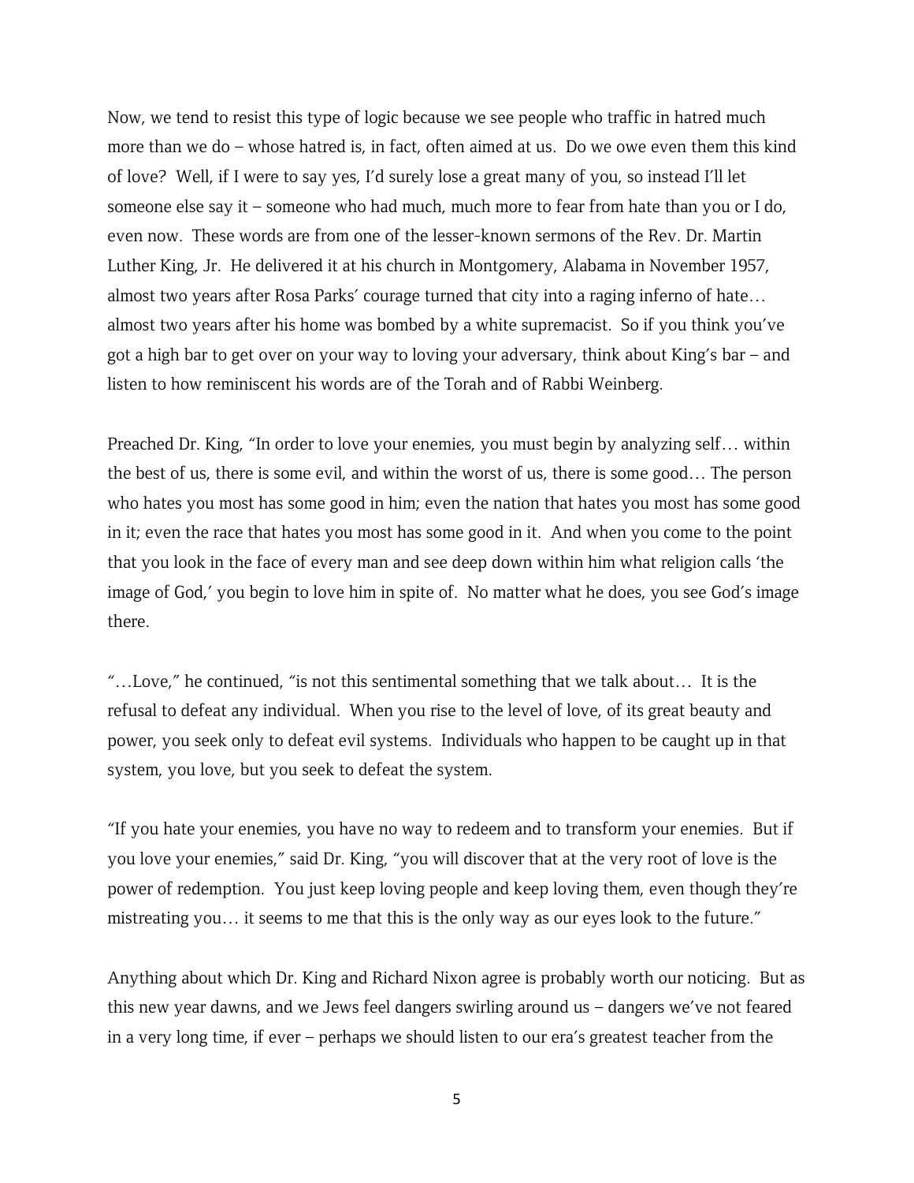Now, we tend to resist this type of logic because we see people who traffic in hatred much more than we do – whose hatred is, in fact, often aimed at us. Do we owe even them this kind of love? Well, if I were to say yes, I'd surely lose a great many of you, so instead I'll let someone else say it – someone who had much, much more to fear from hate than you or I do, even now. These words are from one of the lesser-known sermons of the Rev. Dr. Martin Luther King, Jr. He delivered it at his church in Montgomery, Alabama in November 1957, almost two years after Rosa Parks' courage turned that city into a raging inferno of hate… almost two years after his home was bombed by a white supremacist. So if you think you've got a high bar to get over on your way to loving your adversary, think about King's bar – and listen to how reminiscent his words are of the Torah and of Rabbi Weinberg.

Preached Dr. King, "In order to love your enemies, you must begin by analyzing self… within the best of us, there is some evil, and within the worst of us, there is some good… The person who hates you most has some good in him; even the nation that hates you most has some good in it; even the race that hates you most has some good in it. And when you come to the point that you look in the face of every man and see deep down within him what religion calls 'the image of God,' you begin to love him in spite of. No matter what he does, you see God's image there.

"…Love," he continued, "is not this sentimental something that we talk about… It is the refusal to defeat any individual. When you rise to the level of love, of its great beauty and power, you seek only to defeat evil systems. Individuals who happen to be caught up in that system, you love, but you seek to defeat the system.

"If you hate your enemies, you have no way to redeem and to transform your enemies. But if you love your enemies," said Dr. King, "you will discover that at the very root of love is the power of redemption. You just keep loving people and keep loving them, even though they're mistreating you… it seems to me that this is the only way as our eyes look to the future."

Anything about which Dr. King and Richard Nixon agree is probably worth our noticing. But as this new year dawns, and we Jews feel dangers swirling around us – dangers we've not feared in a very long time, if ever – perhaps we should listen to our era's greatest teacher from the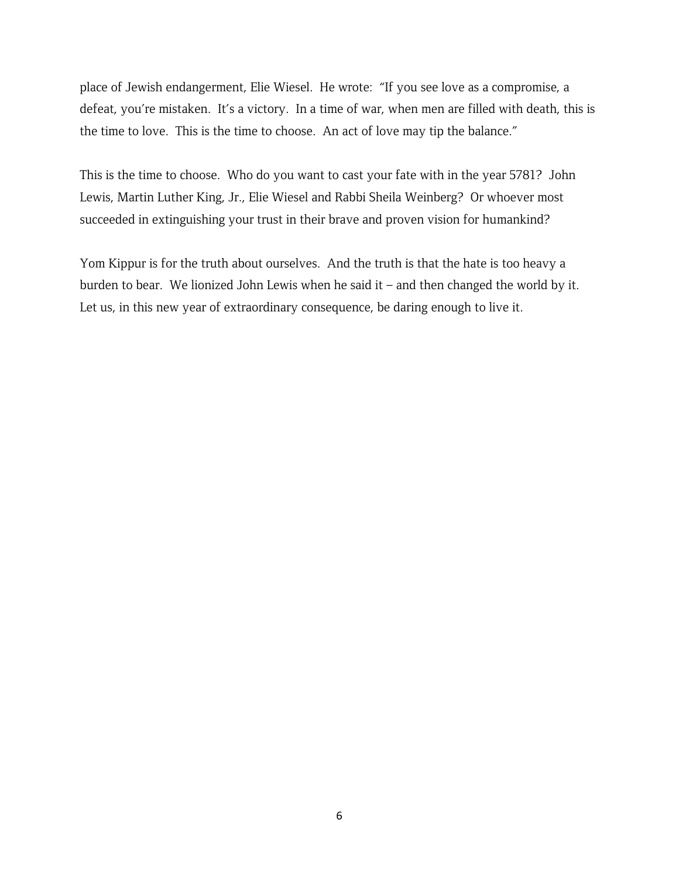place of Jewish endangerment, Elie Wiesel. He wrote: "If you see love as a compromise, a defeat, you're mistaken. It's a victory. In a time of war, when men are filled with death, this is the time to love. This is the time to choose. An act of love may tip the balance."

This is the time to choose. Who do you want to cast your fate with in the year 5781? John Lewis, Martin Luther King, Jr., Elie Wiesel and Rabbi Sheila Weinberg? Or whoever most succeeded in extinguishing your trust in their brave and proven vision for humankind?

Yom Kippur is for the truth about ourselves. And the truth is that the hate is too heavy a burden to bear. We lionized John Lewis when he said it – and then changed the world by it. Let us, in this new year of extraordinary consequence, be daring enough to live it.